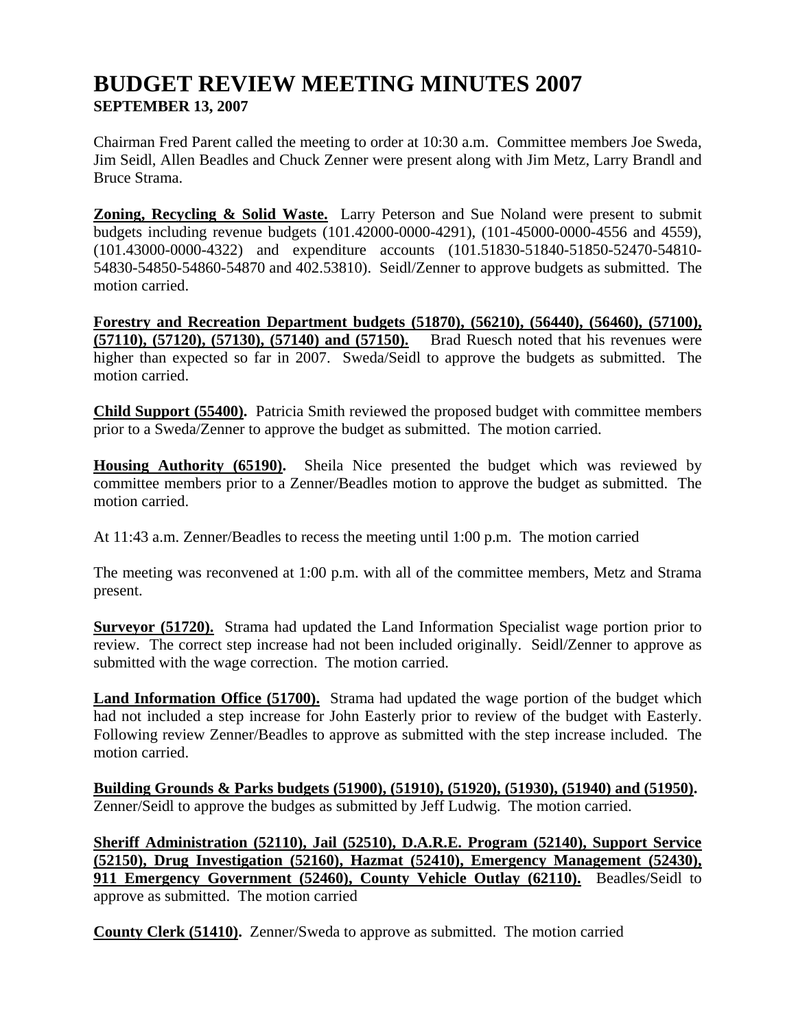# BUDGET REVIEW MEETING MINUTES 2007

**SEPTEMBER 13, 2007**

Chairman Fred Parent called the meeting to order at 10:30 a.m. Committee members Joe Sweda, Jim Seidl, Allen Beadles and Chuck Zenner were present along with Jim Metz, Larry Brandl and Bruce Strama.

**Zoning, Recycling & Solid Waste.** Larry Peterson and Sue Noland were present to submit budgets including revenue budgets (101.42000-0000-4291), (101-45000-0000-4556 and 4559), (101.43000-0000-4322) and expenditure accounts (101.51830-51840-51850-52470-54810-54830-54850-54860-54870 and 402.53810). Seidl/Zenner to approve budgets as submitted. The motion carried.

**Forestry and Recreation Department budgets (51870), (56210), (56440), (56460), (57100), (57110), (57120), (57130), (57140) and (57150).** Brad Ruesch noted that his revenues were higher than expected so far in 2007. Sweda/Seidl to approve the budgets as submitted. The motion carried.

**Child Support (55400).** Patricia Smith reviewed the proposed budget with committee members prior to a Sweda/Zenner to approve the budget as submitted. The motion carried.

**Housing Authority (65190).** Sheila Nice presented the budget which was reviewed by committee members prior to a Zenner/Beadles motion to approve the budget as submitted. The motion carried.

At 11:43 a.m. Zenner/Beadles to recess the meeting until 1:00 p.m. The motion carried

The meeting was reconvened at 1:00 p.m. with all of the committee members, Metz and Strama present.

**Surveyor (51720).** Strama had updated the Land Information Specialist wage portion prior to review. The correct step increase had not been included originally. Seidl/Zenner to approve as submitted with the wage correction. The motion carried.

**Land Information Office (51700).** Strama had updated the wage portion of the budget which had not included a step increase for John Easterly prior to review of the budget with Easterly. Following review Zenner/Beadles to approve as submitted with the step increase included. The motion carried.

**Building Grounds & Parks budgets (51900), (51910), (51920), (51930), (51940) and (51950).** Zenner/Seidl to approve the budges as submitted by Jeff Ludwig. The motion carried.

**Sheriff Administration (52110), Jail (52510), D.A.R.E. Program (52140), Support Service (52150), Drug Investigation (52160), Hazmat (52410), Emergency Management (52430), 911 Emergency Government (52460), County Vehicle Outlay (62110).** Beadles/Seidl to approve as submitted. The motion carried

**County Clerk (51410).** Zenner/Sweda to approve as submitted. The motion carried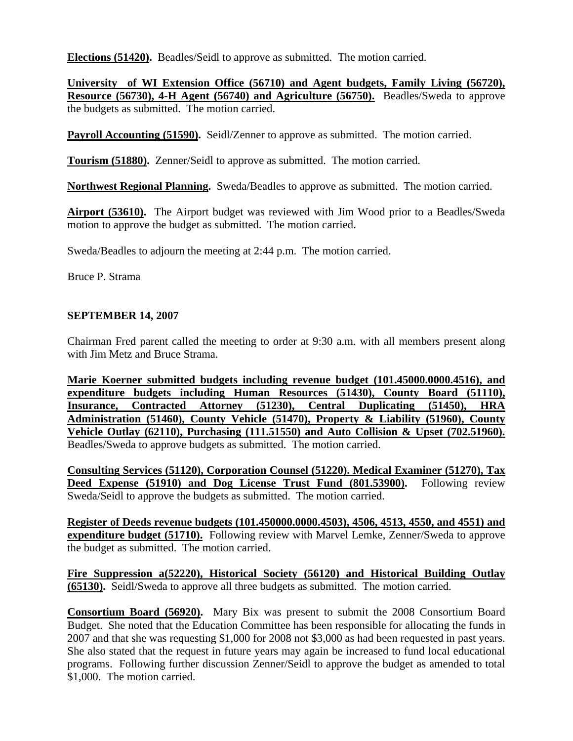**Elections (51420).** Beadles/Seidl to approve as submitted. The motion carried.

**University of WI Extension Office (56710) and Agent budgets, Family Living (56720), Resource (56730), 4-H Agent (56740) and Agriculture (56750).** Beadles/Sweda to approve the budgets as submitted. The motion carried.

**Payroll Accounting (51590).** Seidl/Zenner to approve as submitted. The motion carried.

**Tourism (51880).** Zenner/Seidl to approve as submitted. The motion carried.

**Northwest Regional Planning.** Sweda/Beadles to approve as submitted. The motion carried.

**Airport (53610).** The Airport budget was reviewed with Jim Wood prior to a Beadles/Sweda motion to approve the budget as submitted. The motion carried.

Sweda/Beadles to adjourn the meeting at 2:44 p.m. The motion carried.

Bruce P. Strama

**SEPTEMBER 14, 2007**

Chairman Fred parent called the meeting to order at 9:30 a.m. with all members present along with Jim Metz and Bruce Strama.

**Marie Koerner submitted budgets including revenue budget (101.45000.0000.4516), and expenditure budgets including Human Resources (51430), County Board (51110), Insurance, Contracted Attorney (51230), Central Duplicating (51450), HRA Administration (51460), County Vehicle (51470), Property & Liability (51960), County Vehicle Outlay (62110), Purchasing (111.51550) and Auto Collision & Upset (702.51960).** Beadles/Sweda to approve budgets as submitted. The motion carried.

**Consulting Services (51120), Corporation Counsel (51220). Medical Examiner (51270), Tax Deed Expense (51910) and Dog License Trust Fund (801.53900).** Following review Sweda/Seidl to approve the budgets as submitted. The motion carried.

**Register of Deeds revenue budgets (101.450000.0000.4503), 4506, 4513, 4550, and 4551) and expenditure budget (51710).** Following review with Marvel Lemke, Zenner/Sweda to approve the budget as submitted. The motion carried.

**Fire Suppression a(52220), Historical Society (56120) and Historical Building Outlay (65130).** Seidl/Sweda to approve all three budgets as submitted. The motion carried.

**Consortium Board (56920).** Mary Bix was present to submit the 2008 Consortium Board Budget. She noted that the Education Committee has been responsible for allocating the funds in 2007 and that she was requesting $1,000 for 2008 not $3,000 as had been requested in past years. She also stated that the request in future years may again be increased to fund local educational programs. Following further discussion Zenner/Seidl to approve the budget as amended to total $1,000. The motion carried.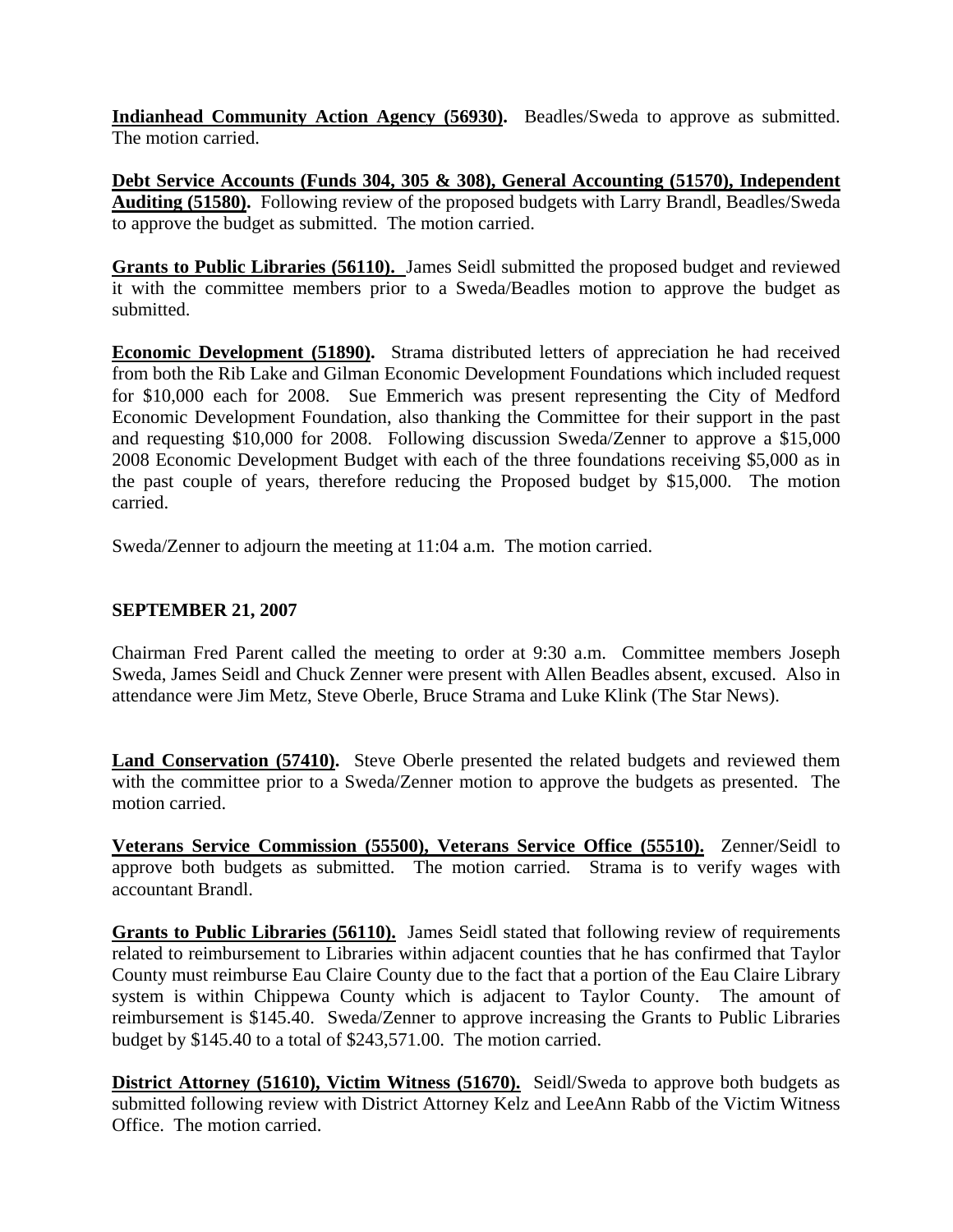**Indianhead Community Action Agency (56930).** Beadles/Sweda to approve as submitted. The motion carried.

**Debt Service Accounts (Funds 304, 305 & 308), General Accounting (51570), Independent Auditing (51580).** Following review of the proposed budgets with Larry Brandl, Beadles/Sweda to approve the budget as submitted. The motion carried.

**Grants to Public Libraries (56110).** James Seidl submitted the proposed budget and reviewed it with the committee members prior to a Sweda/Beadles motion to approve the budget as submitted.

**Economic Development (51890).** Strama distributed letters of appreciation he had received from both the Rib Lake and Gilman Economic Development Foundations which included request for $10,000 each for 2008. Sue Emmerich was present representing the City of Medford Economic Development Foundation, also thanking the Committee for their support in the past and requesting $10,000 for 2008. Following discussion Sweda/Zenner to approve a $15,000 2008 Economic Development Budget with each of the three foundations receiving $5,000 as in the past couple of years, therefore reducing the Proposed budget by $15,000. The motion carried.

Sweda/Zenner to adjourn the meeting at 11:04 a.m. The motion carried.

**SEPTEMBER 21, 2007**

Chairman Fred Parent called the meeting to order at 9:30 a.m. Committee members Joseph Sweda, James Seidl and Chuck Zenner were present with Allen Beadles absent, excused. Also in attendance were Jim Metz, Steve Oberle, Bruce Strama and Luke Klink (The Star News).

**Land Conservation (57410).** Steve Oberle presented the related budgets and reviewed them with the committee prior to a Sweda/Zenner motion to approve the budgets as presented. The motion carried.

**Veterans Service Commission (55500), Veterans Service Office (55510).** Zenner/Seidl to approve both budgets as submitted. The motion carried. Strama is to verify wages with accountant Brandl.

**Grants to Public Libraries (56110).** James Seidl stated that following review of requirements related to reimbursement to Libraries within adjacent counties that he has confirmed that Taylor County must reimburse Eau Claire County due to the fact that a portion of the Eau Claire Library system is within Chippewa County which is adjacent to Taylor County. The amount of reimbursement is $145.40. Sweda/Zenner to approve increasing the Grants to Public Libraries budget by $145.40 to a total of $243,571.00. The motion carried.

**District Attorney (51610), Victim Witness (51670).** Seidl/Sweda to approve both budgets as submitted following review with District Attorney Kelz and LeeAnn Rabb of the Victim Witness Office. The motion carried.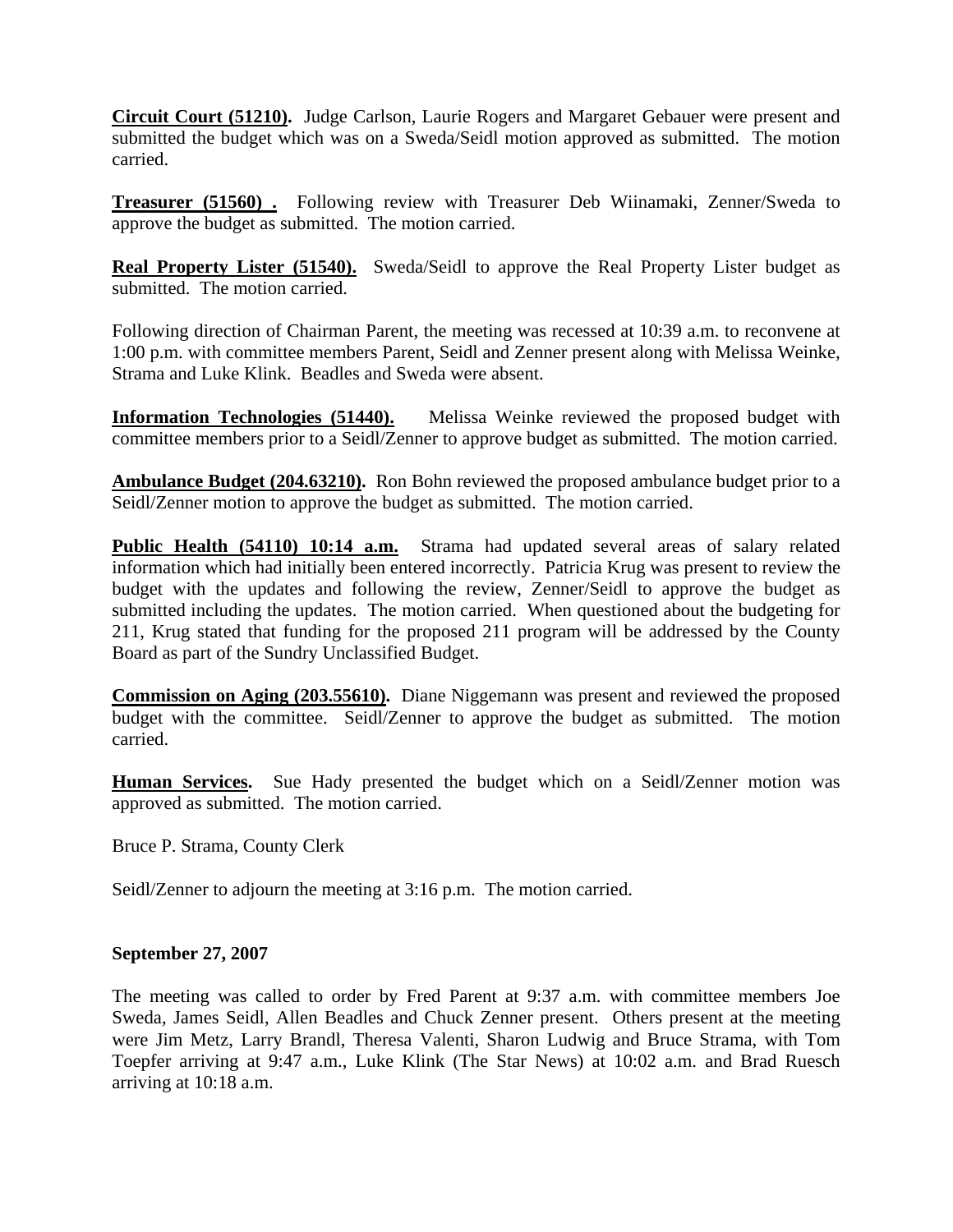**<u>Circuit Court (51210).</u>** Judge Carlson, Laurie Rogers and Margaret Gebauer were present and submitted the budget which was on a Sweda/Seidl motion approved as submitted. The motion carried.

**<u>Treasurer (51560) .</u>** Following review with Treasurer Deb Wiinamaki, Zenner/Sweda to approve the budget as submitted. The motion carried.

**<u>Real Property Lister (51540).</u>** Sweda/Seidl to approve the Real Property Lister budget as submitted. The motion carried.

Following direction of Chairman Parent, the meeting was recessed at 10:39 a.m. to reconvene at 1:00 p.m. with committee members Parent, Seidl and Zenner present along with Melissa Weinke, Strama and Luke Klink. Beadles and Sweda were absent.

**<u>Information Technologies (51440).</u>** Melissa Weinke reviewed the proposed budget with committee members prior to a Seidl/Zenner to approve budget as submitted. The motion carried.

**<u>Ambulance Budget (204.63210).</u>** Ron Bohn reviewed the proposed ambulance budget prior to a Seidl/Zenner motion to approve the budget as submitted. The motion carried.

**<u>Public Health (54110) 10:14 a.m.</u>** Strama had updated several areas of salary related information which had initially been entered incorrectly. Patricia Krug was present to review the budget with the updates and following the review, Zenner/Seidl to approve the budget as submitted including the updates. The motion carried. When questioned about the budgeting for 211, Krug stated that funding for the proposed 211 program will be addressed by the County Board as part of the Sundry Unclassified Budget.

**<u>Commission on Aging (203.55610).</u>** Diane Niggemann was present and reviewed the proposed budget with the committee. Seidl/Zenner to approve the budget as submitted. The motion carried.

**<u>Human Services</u>.** Sue Hady presented the budget which on a Seidl/Zenner motion was approved as submitted. The motion carried.

Bruce P. Strama, County Clerk

Seidl/Zenner to adjourn the meeting at 3:16 p.m. The motion carried.

**September 27, 2007**

The meeting was called to order by Fred Parent at 9:37 a.m. with committee members Joe Sweda, James Seidl, Allen Beadles and Chuck Zenner present. Others present at the meeting were Jim Metz, Larry Brandl, Theresa Valenti, Sharon Ludwig and Bruce Strama, with Tom Toepfer arriving at 9:47 a.m., Luke Klink (The Star News) at 10:02 a.m. and Brad Ruesch arriving at 10:18 a.m.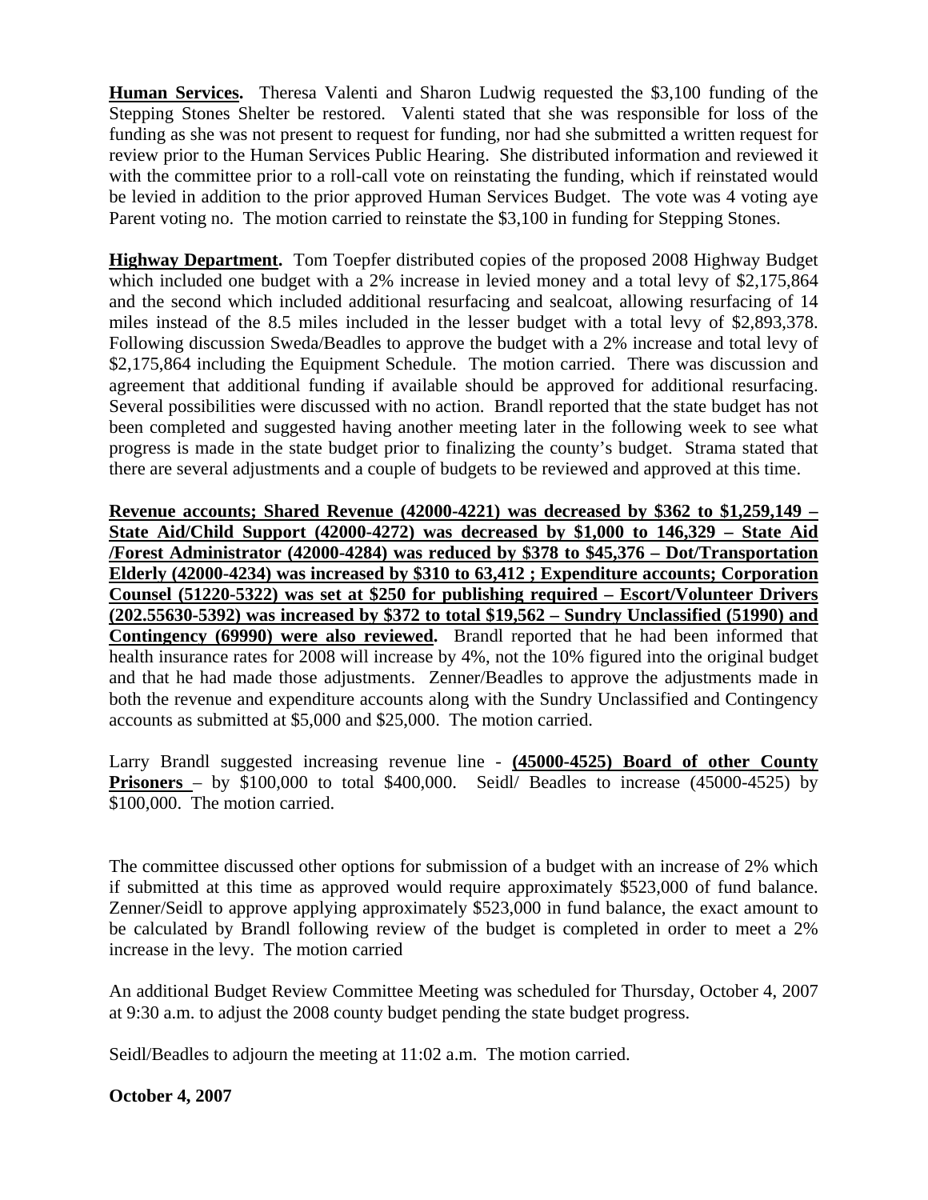**Human Services.** Theresa Valenti and Sharon Ludwig requested the $3,100 funding of the Stepping Stones Shelter be restored. Valenti stated that she was responsible for loss of the funding as she was not present to request for funding, nor had she submitted a written request for review prior to the Human Services Public Hearing. She distributed information and reviewed it with the committee prior to a roll-call vote on reinstating the funding, which if reinstated would be levied in addition to the prior approved Human Services Budget. The vote was 4 voting aye Parent voting no. The motion carried to reinstate the $3,100 in funding for Stepping Stones.

**Highway Department.** Tom Toepfer distributed copies of the proposed 2008 Highway Budget which included one budget with a 2% increase in levied money and a total levy of $2,175,864 and the second which included additional resurfacing and sealcoat, allowing resurfacing of 14 miles instead of the 8.5 miles included in the lesser budget with a total levy of $2,893,378. Following discussion Sweda/Beadles to approve the budget with a 2% increase and total levy of $2,175,864 including the Equipment Schedule. The motion carried. There was discussion and agreement that additional funding if available should be approved for additional resurfacing. Several possibilities were discussed with no action. Brandl reported that the state budget has not been completed and suggested having another meeting later in the following week to see what progress is made in the state budget prior to finalizing the county's budget. Strama stated that there are several adjustments and a couple of budgets to be reviewed and approved at this time.

**Revenue accounts; Shared Revenue (42000-4221) was decreased by $362 to $1,259,149 – State Aid/Child Support (42000-4272) was decreased by $1,000 to 146,329 – State Aid /Forest Administrator (42000-4284) was reduced by $378 to $45,376 – Dot/Transportation Elderly (42000-4234) was increased by $310 to 63,412 ; Expenditure accounts; Corporation Counsel (51220-5322) was set at $250 for publishing required – Escort/Volunteer Drivers (202.55630-5392) was increased by $372 to total $19,562 – Sundry Unclassified (51990) and Contingency (69990) were also reviewed.** Brandl reported that he had been informed that health insurance rates for 2008 will increase by 4%, not the 10% figured into the original budget and that he had made those adjustments. Zenner/Beadles to approve the adjustments made in both the revenue and expenditure accounts along with the Sundry Unclassified and Contingency accounts as submitted at $5,000 and $25,000. The motion carried.

Larry Brandl suggested increasing revenue line - **(45000-4525) Board of other County Prisoners** – by $100,000 to total $400,000. Seidl/ Beadles to increase (45000-4525) by $100,000. The motion carried.

The committee discussed other options for submission of a budget with an increase of 2% which if submitted at this time as approved would require approximately $523,000 of fund balance. Zenner/Seidl to approve applying approximately $523,000 in fund balance, the exact amount to be calculated by Brandl following review of the budget is completed in order to meet a 2% increase in the levy. The motion carried

An additional Budget Review Committee Meeting was scheduled for Thursday, October 4, 2007 at 9:30 a.m. to adjust the 2008 county budget pending the state budget progress.

Seidl/Beadles to adjourn the meeting at 11:02 a.m. The motion carried.

**October 4, 2007**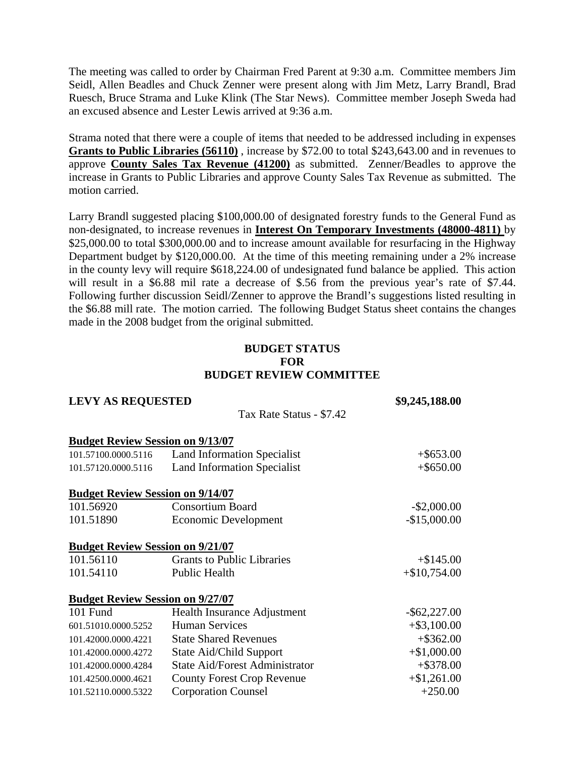The meeting was called to order by Chairman Fred Parent at 9:30 a.m. Committee members Jim Seidl, Allen Beadles and Chuck Zenner were present along with Jim Metz, Larry Brandl, Brad Ruesch, Bruce Strama and Luke Klink (The Star News). Committee member Joseph Sweda had an excused absence and Lester Lewis arrived at 9:36 a.m.

Strama noted that there were a couple of items that needed to be addressed including in expenses **Grants to Public Libraries (56110)** , increase by $72.00 to total $243,643.00 and in revenues to approve **County Sales Tax Revenue (41200)** as submitted. Zenner/Beadles to approve the increase in Grants to Public Libraries and approve County Sales Tax Revenue as submitted. The motion carried.

Larry Brandl suggested placing $100,000.00 of designated forestry funds to the General Fund as non-designated, to increase revenues in **Interest On Temporary Investments (48000-4811)** by $25,000.00 to total $300,000.00 and to increase amount available for resurfacing in the Highway Department budget by $120,000.00. At the time of this meeting remaining under a 2% increase in the county levy will require $618,224.00 of undesignated fund balance be applied. This action will result in a $6.88 mil rate a decrease of $.56 from the previous year's rate of $7.44. Following further discussion Seidl/Zenner to approve the Brandl's suggestions listed resulting in the $6.88 mill rate. The motion carried. The following Budget Status sheet contains the changes made in the 2008 budget from the original submitted.

**BUDGET STATUS**
**FOR**
**BUDGET REVIEW COMMITTEE**

**LEVY AS REQUESTED** **$9,245,188.00**

Tax Rate Status - $7.42

**Budget Review Session on 9/13/07**

| | | |
|---|---|---|
| 101.57100.0000.5116 | Land Information Specialist | +$653.00 |
| 101.57120.0000.5116 | Land Information Specialist | +$650.00 |

**Budget Review Session on 9/14/07**

| | | |
|---|---|---|
| 101.56920 | Consortium Board | -$2,000.00 |
| 101.51890 | Economic Development | -$15,000.00 |

**Budget Review Session on 9/21/07**

| | | |
|---|---|---|
| 101.56110 | Grants to Public Libraries | +$145.00 |
| 101.54110 | Public Health | +$10,754.00 |

**Budget Review Session on 9/27/07**

| | | |
|---|---|---|
| 101 Fund | Health Insurance Adjustment | -$62,227.00 |
| 601.51010.0000.5252 | Human Services | +$3,100.00 |
| 101.42000.0000.4221 | State Shared Revenues | +$362.00 |
| 101.42000.0000.4272 | State Aid/Child Support | +$1,000.00 |
| 101.42000.0000.4284 | State Aid/Forest Administrator | +$378.00 |
| 101.42500.0000.4621 | County Forest Crop Revenue | +$1,261.00 |
| 101.52110.0000.5322 | Corporation Counsel | +250.00 |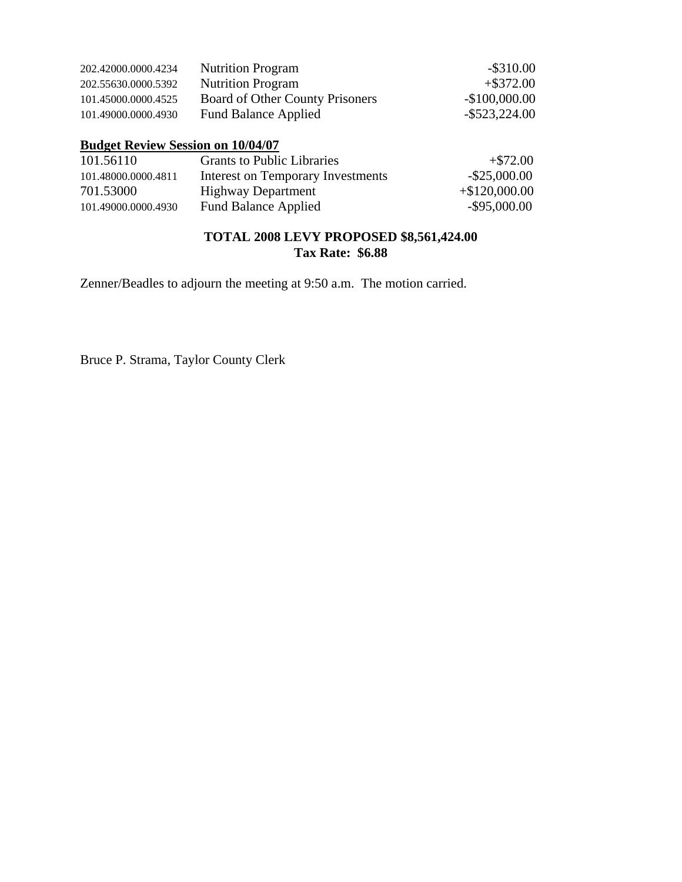| | | |
|---|---|---|
| 202.42000.0000.4234 | Nutrition Program | -$310.00 |
| 202.55630.0000.5392 | Nutrition Program | +$372.00 |
| 101.45000.0000.4525 | Board of Other County Prisoners | -$100,000.00 |
| 101.49000.0000.4930 | Fund Balance Applied | -$523,224.00 |

**Budget Review Session on 10/04/07**

| | | |
|---|---|---|
| 101.56110 | Grants to Public Libraries | +$72.00 |
| 101.48000.0000.4811 | Interest on Temporary Investments | -$25,000.00 |
| 701.53000 | Highway Department | +$120,000.00 |
| 101.49000.0000.4930 | Fund Balance Applied | -$95,000.00 |

**TOTAL 2008 LEVY PROPOSED $8,561,424.00**
**Tax Rate: $6.88**

Zenner/Beadles to adjourn the meeting at 9:50 a.m. The motion carried.

Bruce P. Strama, Taylor County Clerk